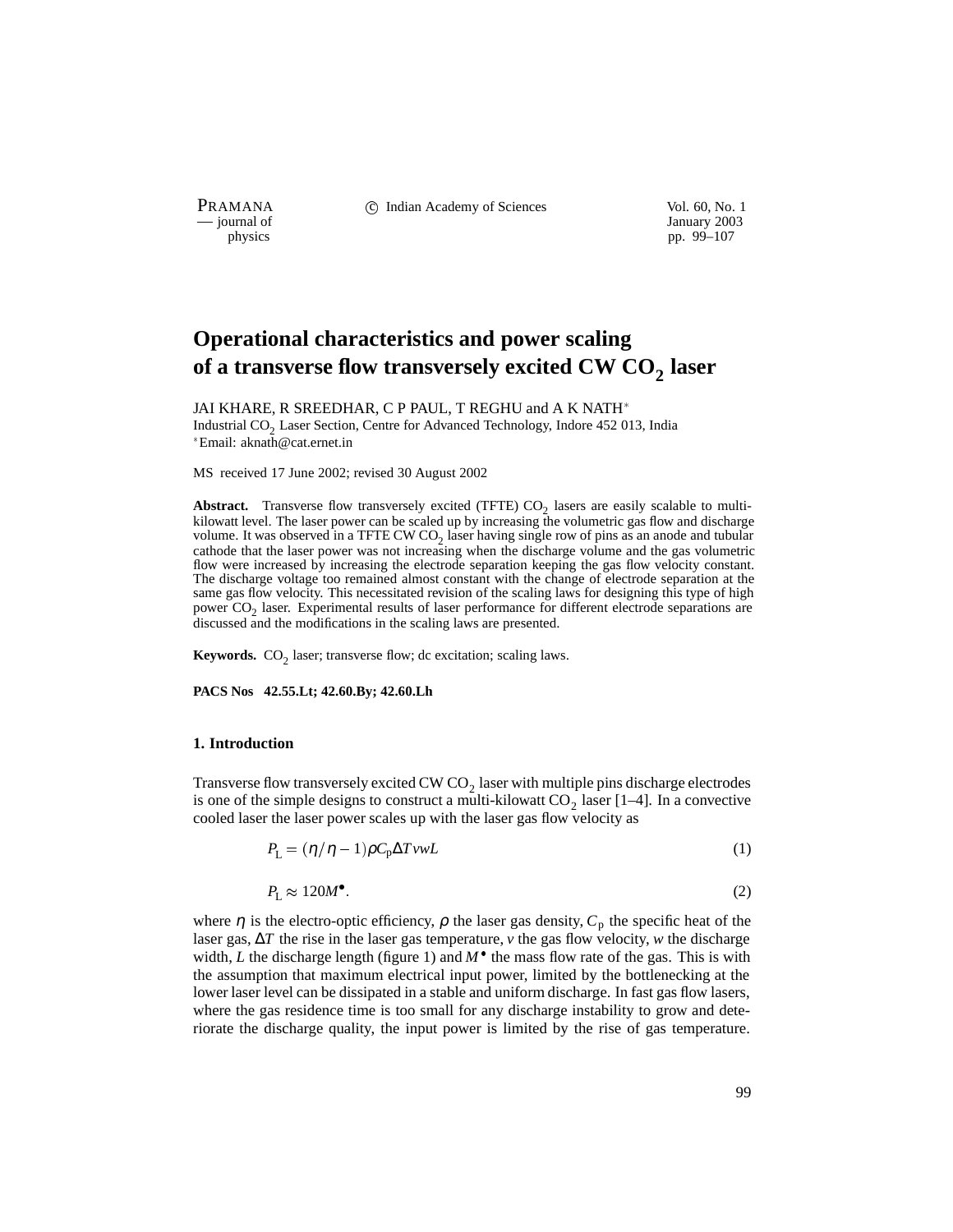# Operational characteristics and power scaling of a transverse flow transversely excited CW $CO_2$ laser

JAI KHARE, R SREEDHAR, C P PAUL, T REGHU and A K NATH*

Industrial $CO_2$ Laser Section, Centre for Advanced Technology, Indore 452 013, India

*Email: aknath@cat.ernet.in

MS received 17 June 2002; revised 30 August 2002

**Abstract.** Transverse flow transversely excited (TFTE) $CO_2$ lasers are easily scalable to multi-kilowatt level. The laser power can be scaled up by increasing the volumetric gas flow and discharge volume. It was observed in a TFTE CW $CO_2$ laser having single row of pins as an anode and tubular cathode that the laser power was not increasing when the discharge volume and the gas volumetric flow were increased by increasing the electrode separation keeping the gas flow velocity constant. The discharge voltage too remained almost constant with the change of electrode separation at the same gas flow velocity. This necessitated revision of the scaling laws for designing this type of high power $CO_2$ laser. Experimental results of laser performance for different electrode separations are discussed and the modifications in the scaling laws are presented.

**Keywords.** $CO_2$ laser; transverse flow; dc excitation; scaling laws.

**PACS Nos 42.55.Lt; 42.60.By; 42.60.Lh**

## 1. Introduction

Transverse flow transversely excited CW $CO_2$ laser with multiple pins discharge electrodes is one of the simple designs to construct a multi-kilowatt $CO_2$ laser [1–4]. In a convective cooled laser the laser power scales up with the laser gas flow velocity as

$$P_{\mathrm{L}} = (\eta/\eta - 1)\rho C_{\mathrm{p}} \Delta T v w L \tag{1}$$

$$P_{\mathrm{L}} \approx 120 M^{\bullet}. \tag{2}$$

where $\eta$ is the electro-optic efficiency, $\rho$ the laser gas density, $C_{\mathrm{p}}$ the specific heat of the laser gas, $\Delta T$ the rise in the laser gas temperature, $v$ the gas flow velocity, $w$ the discharge width, $L$ the discharge length (figure 1) and $M^{\bullet}$ the mass flow rate of the gas. This is with the assumption that maximum electrical input power, limited by the bottlenecking at the lower laser level can be dissipated in a stable and uniform discharge. In fast gas flow lasers, where the gas residence time is too small for any discharge instability to grow and deteriorate the discharge quality, the input power is limited by the rise of gas temperature.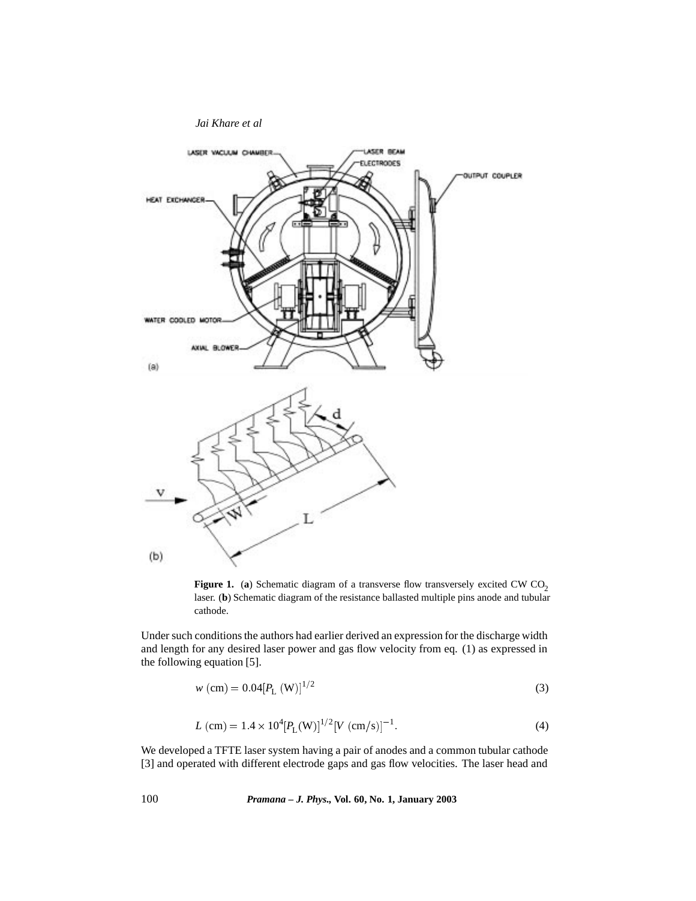**Figure 1.** (**a**) Schematic diagram of a transverse flow transversely excited CW $CO_2$ laser. (**b**) Schematic diagram of the resistance ballasted multiple pins anode and tubular cathode.

Under such conditions the authors had earlier derived an expression for the discharge width and length for any desired laser power and gas flow velocity from eq. (1) as expressed in the following equation [5].

$$w\ (\text{cm}) = 0.04[P_{\text{L}}\ (\text{W})]^{1/2} \tag{3}$$

$$L\ (\text{cm}) = 1.4 \times 10^{4}[P_{\text{L}}(\text{W})]^{1/2}[V\ (\text{cm/s})]^{-1}. \tag{4}$$

We developed a TFTE laser system having a pair of anodes and a common tubular cathode [3] and operated with different electrode gaps and gas flow velocities. The laser head and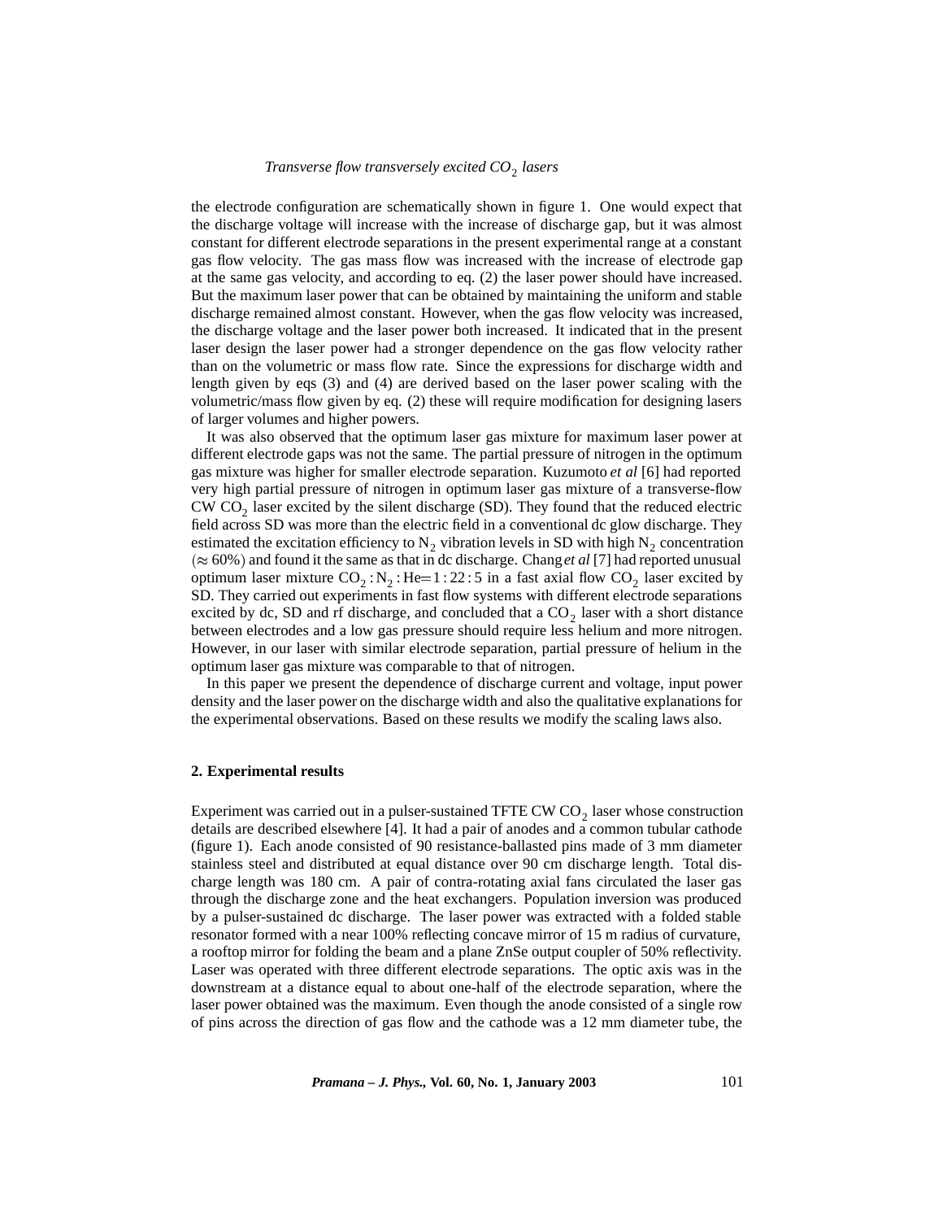the electrode configuration are schematically shown in figure 1. One would expect that the discharge voltage will increase with the increase of discharge gap, but it was almost constant for different electrode separations in the present experimental range at a constant gas flow velocity. The gas mass flow was increased with the increase of electrode gap at the same gas velocity, and according to eq. (2) the laser power should have increased. But the maximum laser power that can be obtained by maintaining the uniform and stable discharge remained almost constant. However, when the gas flow velocity was increased, the discharge voltage and the laser power both increased. It indicated that in the present laser design the laser power had a stronger dependence on the gas flow velocity rather than on the volumetric or mass flow rate. Since the expressions for discharge width and length given by eqs (3) and (4) are derived based on the laser power scaling with the volumetric/mass flow given by eq. (2) these will require modification for designing lasers of larger volumes and higher powers.

It was also observed that the optimum laser gas mixture for maximum laser power at different electrode gaps was not the same. The partial pressure of nitrogen in the optimum gas mixture was higher for smaller electrode separation. Kuzumoto *et al* [6] had reported very high partial pressure of nitrogen in optimum laser gas mixture of a transverse-flow CW $CO_2$ laser excited by the silent discharge (SD). They found that the reduced electric field across SD was more than the electric field in a conventional dc glow discharge. They estimated the excitation efficiency to $N_2$ vibration levels in SD with high $N_2$ concentration ($\approx 60\%$) and found it the same as that in dc discharge. Chang *et al* [7] had reported unusual optimum laser mixture $CO_2:N_2:He = 1:22:5$ in a fast axial flow $CO_2$ laser excited by SD. They carried out experiments in fast flow systems with different electrode separations excited by dc, SD and rf discharge, and concluded that a $CO_2$ laser with a short distance between electrodes and a low gas pressure should require less helium and more nitrogen. However, in our laser with similar electrode separation, partial pressure of helium in the optimum laser gas mixture was comparable to that of nitrogen.

In this paper we present the dependence of discharge current and voltage, input power density and the laser power on the discharge width and also the qualitative explanations for the experimental observations. Based on these results we modify the scaling laws also.

## 2. Experimental results

Experiment was carried out in a pulser-sustained TFTE CW $CO_2$ laser whose construction details are described elsewhere [4]. It had a pair of anodes and a common tubular cathode (figure 1). Each anode consisted of 90 resistance-ballasted pins made of 3 mm diameter stainless steel and distributed at equal distance over 90 cm discharge length. Total discharge length was 180 cm. A pair of contra-rotating axial fans circulated the laser gas through the discharge zone and the heat exchangers. Population inversion was produced by a pulser-sustained dc discharge. The laser power was extracted with a folded stable resonator formed with a near 100% reflecting concave mirror of 15 m radius of curvature, a rooftop mirror for folding the beam and a plane ZnSe output coupler of 50% reflectivity. Laser was operated with three different electrode separations. The optic axis was in the downstream at a distance equal to about one-half of the electrode separation, where the laser power obtained was the maximum. Even though the anode consisted of a single row of pins across the direction of gas flow and the cathode was a 12 mm diameter tube, the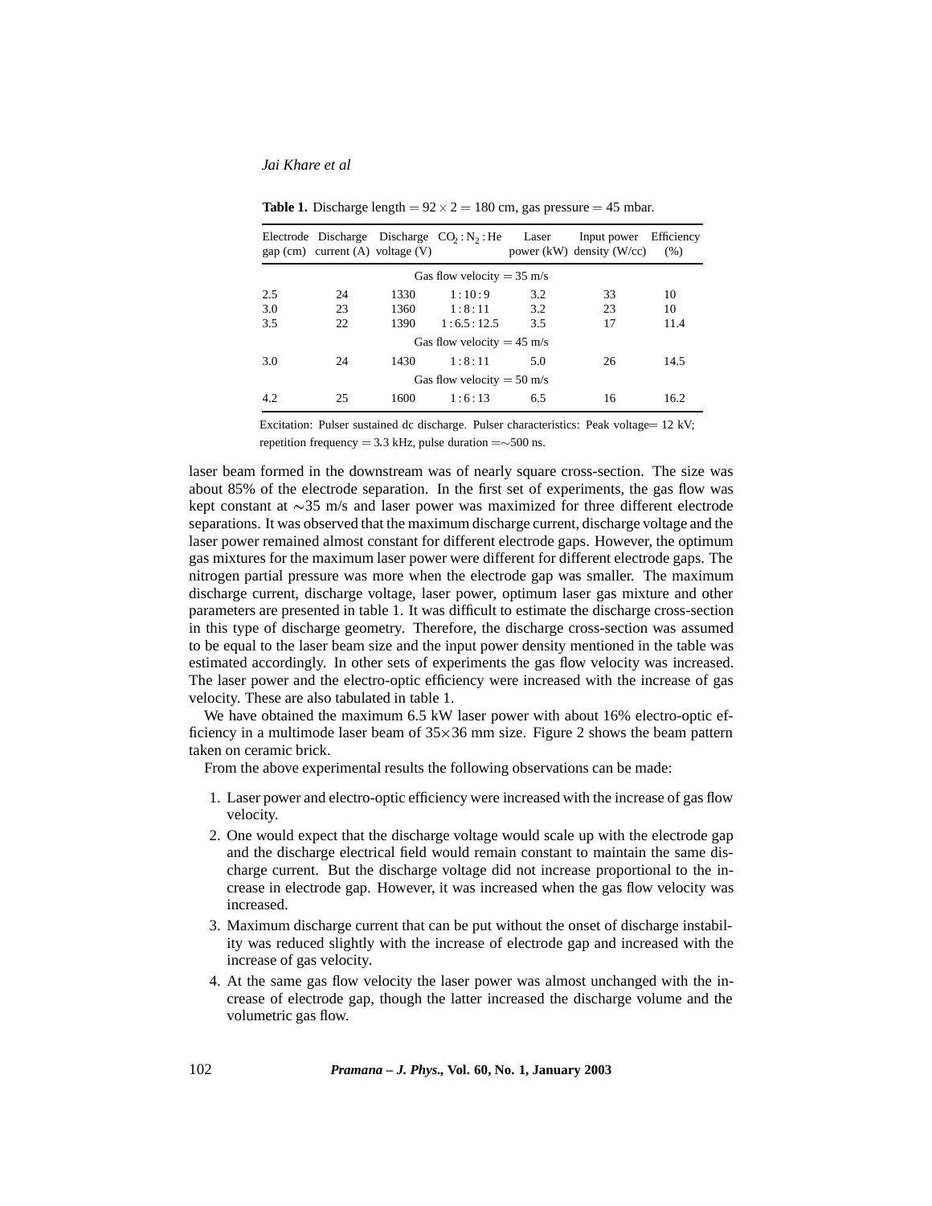**Table 1.** Discharge length $= 92 \times 2 = 180$ cm, gas pressure $= 45$ mbar.

| Electrode gap (cm) | Discharge current (A) | Discharge voltage (V) | $CO_2 : N_2 : He$ | Laser power (kW) | Input power density (W/cc) | Efficiency (%) |
|---|---|---|---|---|---|---|
| Gas flow velocity $= 35$ m/s | | | | | | |
| 2.5 | 24 | 1330 | 1 : 10 : 9 | 3.2 | 33 | 10 |
| 3.0 | 23 | 1360 | 1 : 8 : 11 | 3.2 | 23 | 10 |
| 3.5 | 22 | 1390 | 1 : 6.5 : 12.5 | 3.5 | 17 | 11.4 |
| Gas flow velocity $= 45$ m/s | | | | | | |
| 3.0 | 24 | 1430 | 1 : 8 : 11 | 5.0 | 26 | 14.5 |
| Gas flow velocity $= 50$ m/s | | | | | | |
| 4.2 | 25 | 1600 | 1 : 6 : 13 | 6.5 | 16 | 16.2 |

Excitation: Pulser sustained dc discharge. Pulser characteristics: Peak voltage= 12 kV; repetition frequency = 3.3 kHz, pulse duration =∼500 ns.

laser beam formed in the downstream was of nearly square cross-section. The size was about 85% of the electrode separation. In the first set of experiments, the gas flow was kept constant at ∼35 m/s and laser power was maximized for three different electrode separations. It was observed that the maximum discharge current, discharge voltage and the laser power remained almost constant for different electrode gaps. However, the optimum gas mixtures for the maximum laser power were different for different electrode gaps. The nitrogen partial pressure was more when the electrode gap was smaller. The maximum discharge current, discharge voltage, laser power, optimum laser gas mixture and other parameters are presented in table 1. It was difficult to estimate the discharge cross-section in this type of discharge geometry. Therefore, the discharge cross-section was assumed to be equal to the laser beam size and the input power density mentioned in the table was estimated accordingly. In other sets of experiments the gas flow velocity was increased. The laser power and the electro-optic efficiency were increased with the increase of gas velocity. These are also tabulated in table 1.

We have obtained the maximum 6.5 kW laser power with about 16% electro-optic efficiency in a multimode laser beam of 35×36 mm size. Figure 2 shows the beam pattern taken on ceramic brick.

From the above experimental results the following observations can be made:

1. Laser power and electro-optic efficiency were increased with the increase of gas flow velocity.
2. One would expect that the discharge voltage would scale up with the electrode gap and the discharge electrical field would remain constant to maintain the same discharge current. But the discharge voltage did not increase proportional to the increase in electrode gap. However, it was increased when the gas flow velocity was increased.
3. Maximum discharge current that can be put without the onset of discharge instability was reduced slightly with the increase of electrode gap and increased with the increase of gas velocity.
4. At the same gas flow velocity the laser power was almost unchanged with the increase of electrode gap, though the latter increased the discharge volume and the volumetric gas flow.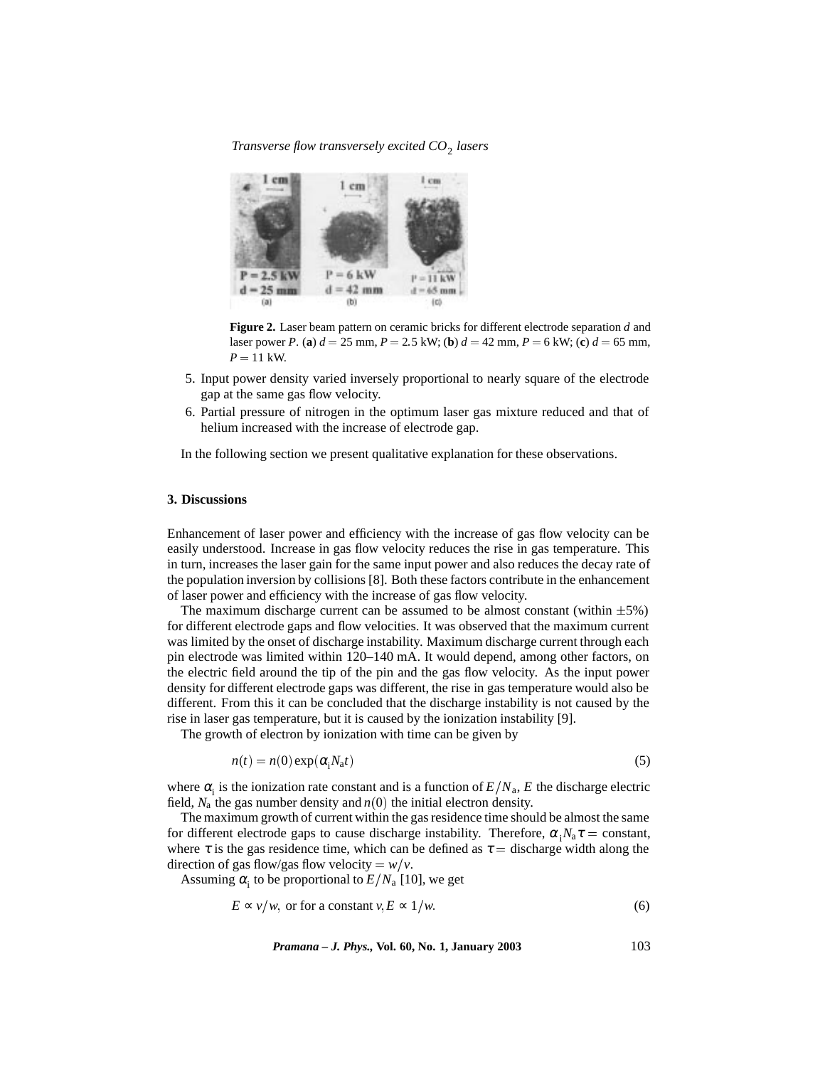**Figure 2.** Laser beam pattern on ceramic bricks for different electrode separation $d$ and laser power $P$. (**a**) $d = 25$ mm, $P = 2.5$ kW; (**b**) $d = 42$ mm, $P = 6$ kW; (**c**) $d = 65$ mm, $P = 11$ kW.

5. Input power density varied inversely proportional to nearly square of the electrode gap at the same gas flow velocity.
6. Partial pressure of nitrogen in the optimum laser gas mixture reduced and that of helium increased with the increase of electrode gap.

In the following section we present qualitative explanation for these observations.

## 3. Discussions

Enhancement of laser power and efficiency with the increase of gas flow velocity can be easily understood. Increase in gas flow velocity reduces the rise in gas temperature. This in turn, increases the laser gain for the same input power and also reduces the decay rate of the population inversion by collisions [8]. Both these factors contribute in the enhancement of laser power and efficiency with the increase of gas flow velocity.

The maximum discharge current can be assumed to be almost constant (within $\pm 5\%$) for different electrode gaps and flow velocities. It was observed that the maximum current was limited by the onset of discharge instability. Maximum discharge current through each pin electrode was limited within 120–140 mA. It would depend, among other factors, on the electric field around the tip of the pin and the gas flow velocity. As the input power density for different electrode gaps was different, the rise in gas temperature would also be different. From this it can be concluded that the discharge instability is not caused by the rise in laser gas temperature, but it is caused by the ionization instability [9].

The growth of electron by ionization with time can be given by

$$n(t) = n(0)\exp(\alpha_i N_a t) \tag{5}$$

where $\alpha_i$ is the ionization rate constant and is a function of $E/N_a$, $E$ the discharge electric field, $N_a$ the gas number density and $n(0)$ the initial electron density.

The maximum growth of current within the gas residence time should be almost the same for different electrode gaps to cause discharge instability. Therefore, $\alpha_i N_a \tau =$ constant, where $\tau$ is the gas residence time, which can be defined as $\tau =$ discharge width along the direction of gas flow/gas flow velocity $= w/v$.

Assuming $\alpha_i$ to be proportional to $E/N_a$ [10], we get

$$E \propto v/w, \text{ or for a constant } v, E \propto 1/w. \tag{6}$$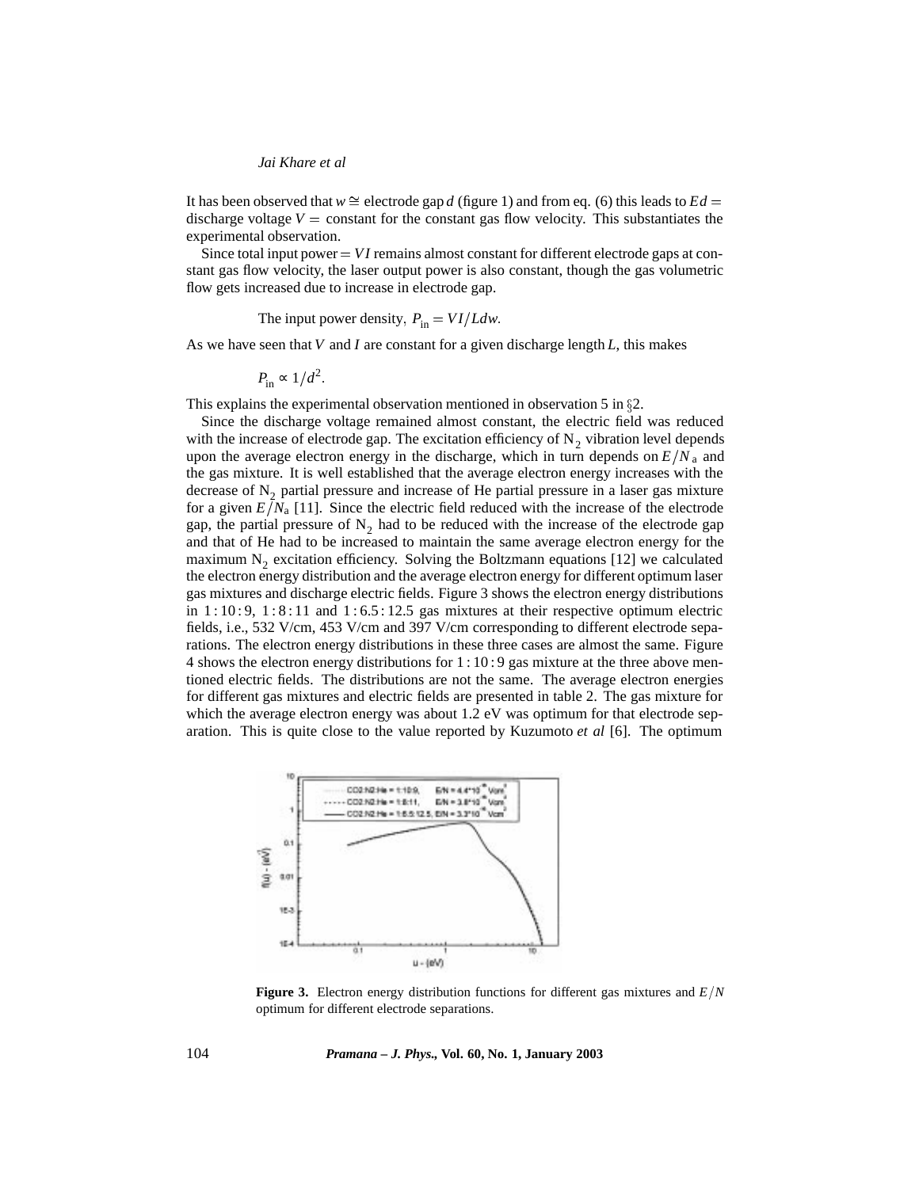It has been observed that $w \cong$ electrode gap $d$ (figure 1) and from eq. (6) this leads to $Ed =$ discharge voltage $V =$ constant for the constant gas flow velocity. This substantiates the experimental observation.

Since total input power $= VI$ remains almost constant for different electrode gaps at constant gas flow velocity, the laser output power is also constant, though the gas volumetric flow gets increased due to increase in electrode gap.

The input power density, $P_{\text{in}} = VI/Ldw$.

As we have seen that $V$ and $I$ are constant for a given discharge length $L$, this makes

$$P_{\text{in}} \propto 1/d^2.$$

This explains the experimental observation mentioned in observation 5 in §2.

Since the discharge voltage remained almost constant, the electric field was reduced with the increase of electrode gap. The excitation efficiency of $N_2$ vibration level depends upon the average electron energy in the discharge, which in turn depends on $E/N_{\text{a}}$ and the gas mixture. It is well established that the average electron energy increases with the decrease of $N_2$ partial pressure and increase of He partial pressure in a laser gas mixture for a given $E/N_{\text{a}}$ [11]. Since the electric field reduced with the increase of the electrode gap, the partial pressure of $N_2$ had to be reduced with the increase of the electrode gap and that of He had to be increased to maintain the same average electron energy for the maximum $N_2$ excitation efficiency. Solving the Boltzmann equations [12] we calculated the electron energy distribution and the average electron energy for different optimum laser gas mixtures and discharge electric fields. Figure 3 shows the electron energy distributions in 1 : 10 : 9, 1 : 8 : 11 and 1 : 6.5 : 12.5 gas mixtures at their respective optimum electric fields, i.e., 532 V/cm, 453 V/cm and 397 V/cm corresponding to different electrode separations. The electron energy distributions in these three cases are almost the same. Figure 4 shows the electron energy distributions for 1 : 10 : 9 gas mixture at the three above mentioned electric fields. The distributions are not the same. The average electron energies for different gas mixtures and electric fields are presented in table 2. The gas mixture for which the average electron energy was about 1.2 eV was optimum for that electrode separation. This is quite close to the value reported by Kuzumoto *et al* [6]. The optimum

**Figure 3.** Electron energy distribution functions for different gas mixtures and $E/N$ optimum for different electrode separations.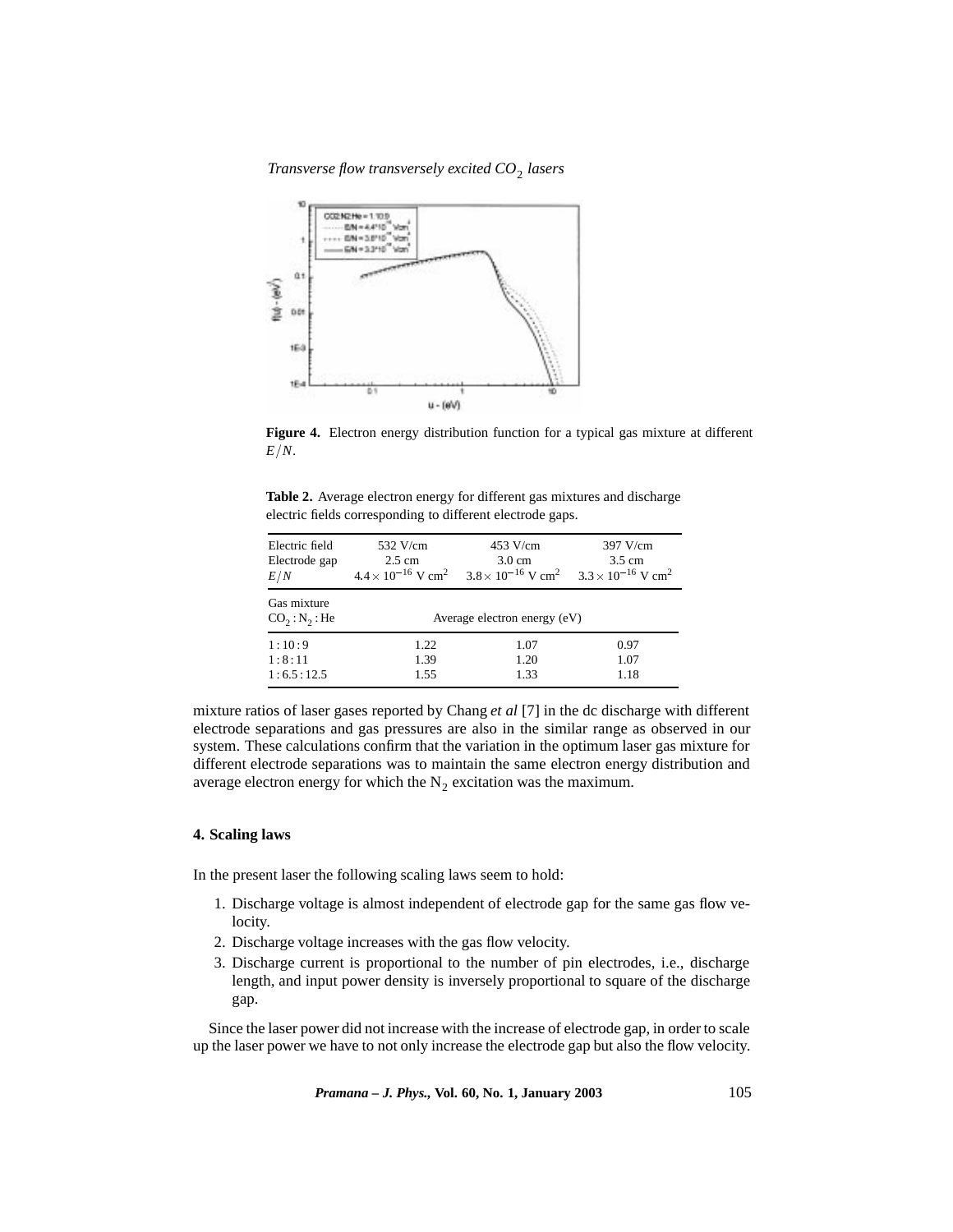**Figure 4.** Electron energy distribution function for a typical gas mixture at different $E/N$.

**Table 2.** Average electron energy for different gas mixtures and discharge electric fields corresponding to different electrode gaps.

| Electric field<br>Electrode gap<br>$E/N$ | 532 V/cm<br>2.5 cm<br>$4.4\times10^{-16}$ V cm$^2$ | 453 V/cm<br>3.0 cm<br>$3.8\times10^{-16}$ V cm$^2$ | 397 V/cm<br>3.5 cm<br>$3.3\times10^{-16}$ V cm$^2$ |
|---|---|---|---|
| Gas mixture<br>$CO_2 : N_2 :$ He | Average electron energy (eV) | | |
| 1 : 10 : 9 | 1.22 | 1.07 | 0.97 |
| 1 : 8 : 11 | 1.39 | 1.20 | 1.07 |
| 1 : 6.5 : 12.5 | 1.55 | 1.33 | 1.18 |

mixture ratios of laser gases reported by Chang *et al* [7] in the dc discharge with different electrode separations and gas pressures are also in the similar range as observed in our system. These calculations confirm that the variation in the optimum laser gas mixture for different electrode separations was to maintain the same electron energy distribution and average electron energy for which the $N_2$ excitation was the maximum.

## 4. Scaling laws

In the present laser the following scaling laws seem to hold:

1. Discharge voltage is almost independent of electrode gap for the same gas flow velocity.
2. Discharge voltage increases with the gas flow velocity.
3. Discharge current is proportional to the number of pin electrodes, i.e., discharge length, and input power density is inversely proportional to square of the discharge gap.

Since the laser power did not increase with the increase of electrode gap, in order to scale up the laser power we have to not only increase the electrode gap but also the flow velocity.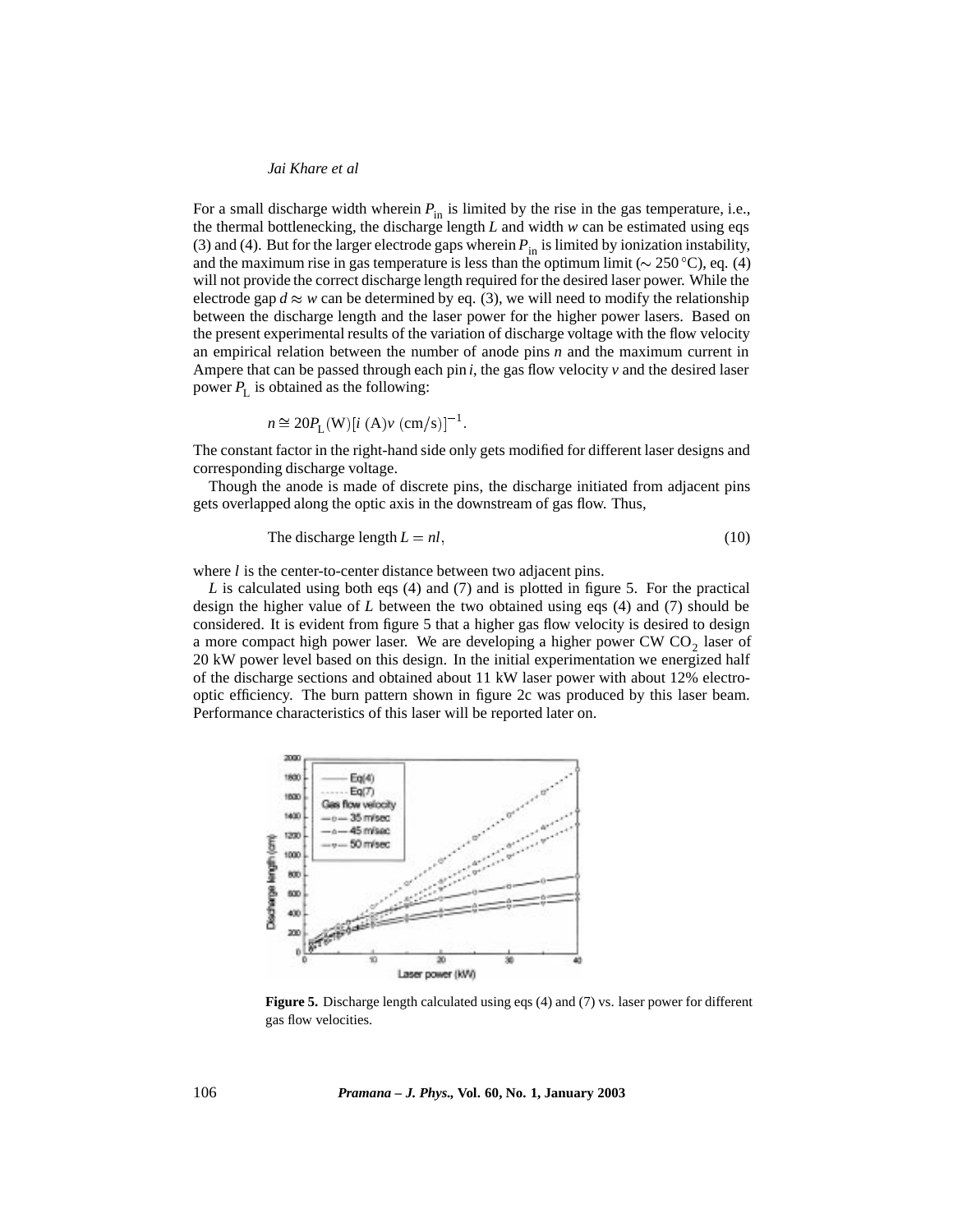For a small discharge width wherein $P_{\text{in}}$ is limited by the rise in the gas temperature, i.e., the thermal bottlenecking, the discharge length $L$ and width $w$ can be estimated using eqs (3) and (4). But for the larger electrode gaps wherein $P_{\text{in}}$ is limited by ionization instability, and the maximum rise in gas temperature is less than the optimum limit ($\sim 250\,^{\circ}$C), eq. (4) will not provide the correct discharge length required for the desired laser power. While the electrode gap $d \approx w$ can be determined by eq. (3), we will need to modify the relationship between the discharge length and the laser power for the higher power lasers. Based on the present experimental results of the variation of discharge voltage with the flow velocity an empirical relation between the number of anode pins $n$ and the maximum current in Ampere that can be passed through each pin $i$, the gas flow velocity $v$ and the desired laser power $P_{\text{L}}$ is obtained as the following:

$$n \cong 20 P_{\text{L}}(\text{W})[i\ (\text{A})v\ (\text{cm/s})]^{-1}.$$

The constant factor in the right-hand side only gets modified for different laser designs and corresponding discharge voltage.

Though the anode is made of discrete pins, the discharge initiated from adjacent pins gets overlapped along the optic axis in the downstream of gas flow. Thus,

$$\text{The discharge length } L = nl, \tag{10}$$

where $l$ is the center-to-center distance between two adjacent pins.

$L$ is calculated using both eqs (4) and (7) and is plotted in figure 5. For the practical design the higher value of $L$ between the two obtained using eqs (4) and (7) should be considered. It is evident from figure 5 that a higher gas flow velocity is desired to design a more compact high power laser. We are developing a higher power CW $CO_2$ laser of 20 kW power level based on this design. In the initial experimentation we energized half of the discharge sections and obtained about 11 kW laser power with about 12% electro-optic efficiency. The burn pattern shown in figure 2c was produced by this laser beam. Performance characteristics of this laser will be reported later on.

**Figure 5.** Discharge length calculated using eqs (4) and (7) vs. laser power for different gas flow velocities.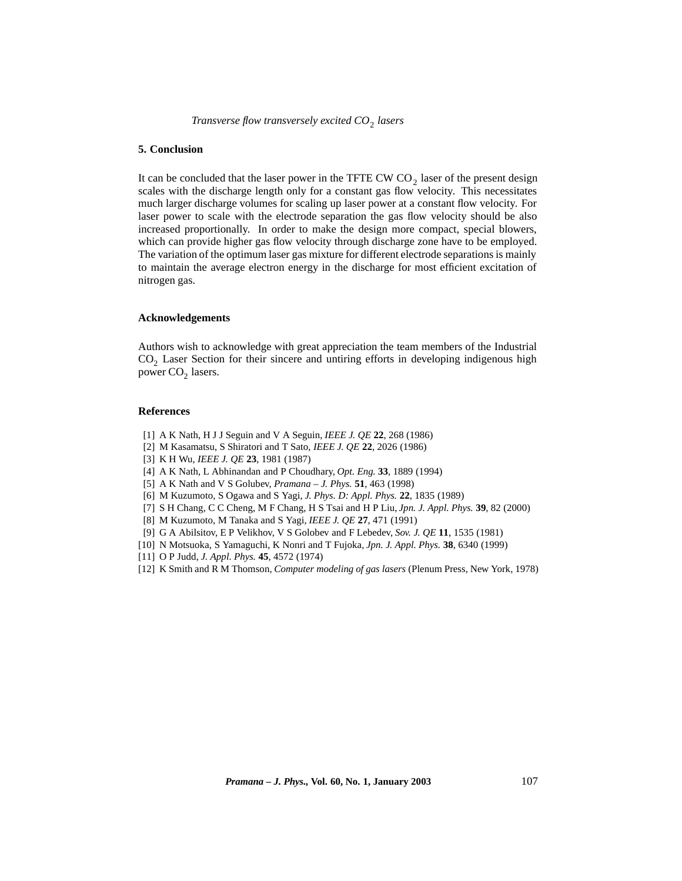## 5. Conclusion

It can be concluded that the laser power in the TFTE CW $CO_2$ laser of the present design scales with the discharge length only for a constant gas flow velocity. This necessitates much larger discharge volumes for scaling up laser power at a constant flow velocity. For laser power to scale with the electrode separation the gas flow velocity should be also increased proportionally. In order to make the design more compact, special blowers, which can provide higher gas flow velocity through discharge zone have to be employed. The variation of the optimum laser gas mixture for different electrode separations is mainly to maintain the average electron energy in the discharge for most efficient excitation of nitrogen gas.

## Acknowledgements

Authors wish to acknowledge with great appreciation the team members of the Industrial $CO_2$ Laser Section for their sincere and untiring efforts in developing indigenous high power $CO_2$ lasers.

## References

[1] A K Nath, H J J Seguin and V A Seguin, *IEEE J. QE* **22**, 268 (1986)
[2] M Kasamatsu, S Shiratori and T Sato, *IEEE J. QE* **22**, 2026 (1986)
[3] K H Wu, *IEEE J. QE* **23**, 1981 (1987)
[4] A K Nath, L Abhinandan and P Choudhary, *Opt. Eng.* **33**, 1889 (1994)
[5] A K Nath and V S Golubev, *Pramana – J. Phys.* **51**, 463 (1998)
[6] M Kuzumoto, S Ogawa and S Yagi, *J. Phys. D: Appl. Phys.* **22**, 1835 (1989)
[7] S H Chang, C C Cheng, M F Chang, H S Tsai and H P Liu, *Jpn. J. Appl. Phys.* **39**, 82 (2000)
[8] M Kuzumoto, M Tanaka and S Yagi, *IEEE J. QE* **27**, 471 (1991)
[9] G A Abilsitov, E P Velikhov, V S Golobev and F Lebedev, *Sov. J. QE* **11**, 1535 (1981)
[10] N Motsuoka, S Yamaguchi, K Nonri and T Fujoka, *Jpn. J. Appl. Phys.* **38**, 6340 (1999)
[11] O P Judd, *J. Appl. Phys.* **45**, 4572 (1974)
[12] K Smith and R M Thomson, *Computer modeling of gas lasers* (Plenum Press, New York, 1978)